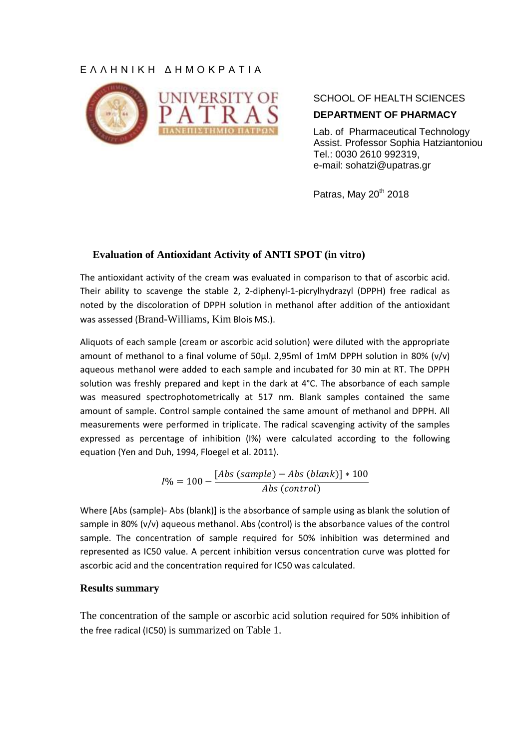Ε Λ Λ Η Ν Ι Κ Η   Δ Η Μ Ο Κ Ρ Α Τ Ι Α

UNIVERSITY OF PATRAS
ΠΑΝΕΠΙΣΤΗΜΙΟ ΠΑΤΡΩΝ

SCHOOL OF HEALTH SCIENCES

**DEPARTMENT OF PHARMACY**

Lab. of Pharmaceutical Technology
Assist. Professor Sophia Hatziantoniou
Tel.: 0030 2610 992319,
e-mail: sohatzi@upatras.gr

Patras, May 20th 2018

## Evaluation of Antioxidant Activity of ANTI SPOT (in vitro)

The antioxidant activity of the cream was evaluated in comparison to that of ascorbic acid. Their ability to scavenge the stable 2, 2-diphenyl-1-picrylhydrazyl (DPPH) free radical as noted by the discoloration of DPPH solution in methanol after addition of the antioxidant was assessed (Brand-Williams, Kim Blois MS.).

Aliquots of each sample (cream or ascorbic acid solution) were diluted with the appropriate amount of methanol to a final volume of 50μl. 2,95ml of 1mM DPPH solution in 80% (v/v) aqueous methanol were added to each sample and incubated for 30 min at RT. The DPPH solution was freshly prepared and kept in the dark at 4°C. The absorbance of each sample was measured spectrophotometrically at 517 nm. Blank samples contained the same amount of sample. Control sample contained the same amount of methanol and DPPH. All measurements were performed in triplicate. The radical scavenging activity of the samples expressed as percentage of inhibition (I%) were calculated according to the following equation (Yen and Duh, 1994, Floegel et al. 2011).

$$I\% = 100 - \frac{[Abs\ (sample) - Abs\ (blank)] * 100}{Abs\ (control)}$$

Where [Abs (sample)- Abs (blank)] is the absorbance of sample using as blank the solution of sample in 80% (v/v) aqueous methanol. Abs (control) is the absorbance values of the control sample. The concentration of sample required for 50% inhibition was determined and represented as IC50 value. A percent inhibition versus concentration curve was plotted for ascorbic acid and the concentration required for IC50 was calculated.

### Results summary

The concentration of the sample or ascorbic acid solution required for 50% inhibition of the free radical (IC50) is summarized on Table 1.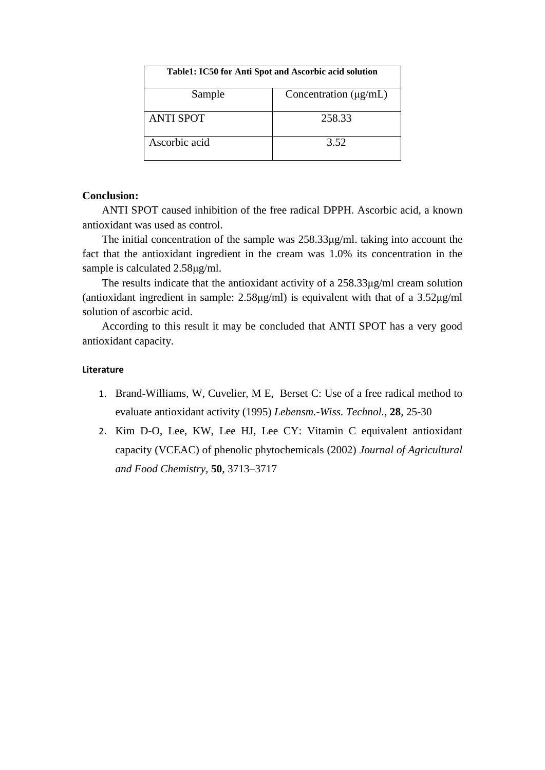| Table1: IC50 for Anti Spot and Ascorbic acid solution | |
|---|---|
| Sample | Concentration (μg/mL) |
| ANTI SPOT | 258.33 |
| Ascorbic acid | 3.52 |

**Conclusion:**

ANTI SPOT caused inhibition of the free radical DPPH. Ascorbic acid, a known antioxidant was used as control.

The initial concentration of the sample was 258.33μg/ml. taking into account the fact that the antioxidant ingredient in the cream was 1.0% its concentration in the sample is calculated 2.58μg/ml.

The results indicate that the antioxidant activity of a 258.33μg/ml cream solution (antioxidant ingredient in sample: 2.58μg/ml) is equivalent with that of a 3.52μg/ml solution of ascorbic acid.

According to this result it may be concluded that ANTI SPOT has a very good antioxidant capacity.

**Literature**

1. Brand-Williams, W, Cuvelier, M E, Berset C: Use of a free radical method to evaluate antioxidant activity (1995) *Lebensm.-Wiss. Technol.*, **28**, 25-30
2. Kim D-O, Lee, KW, Lee HJ, Lee CY: Vitamin C equivalent antioxidant capacity (VCEAC) of phenolic phytochemicals (2002) *Journal of Agricultural and Food Chemistry*, **50**, 3713–3717